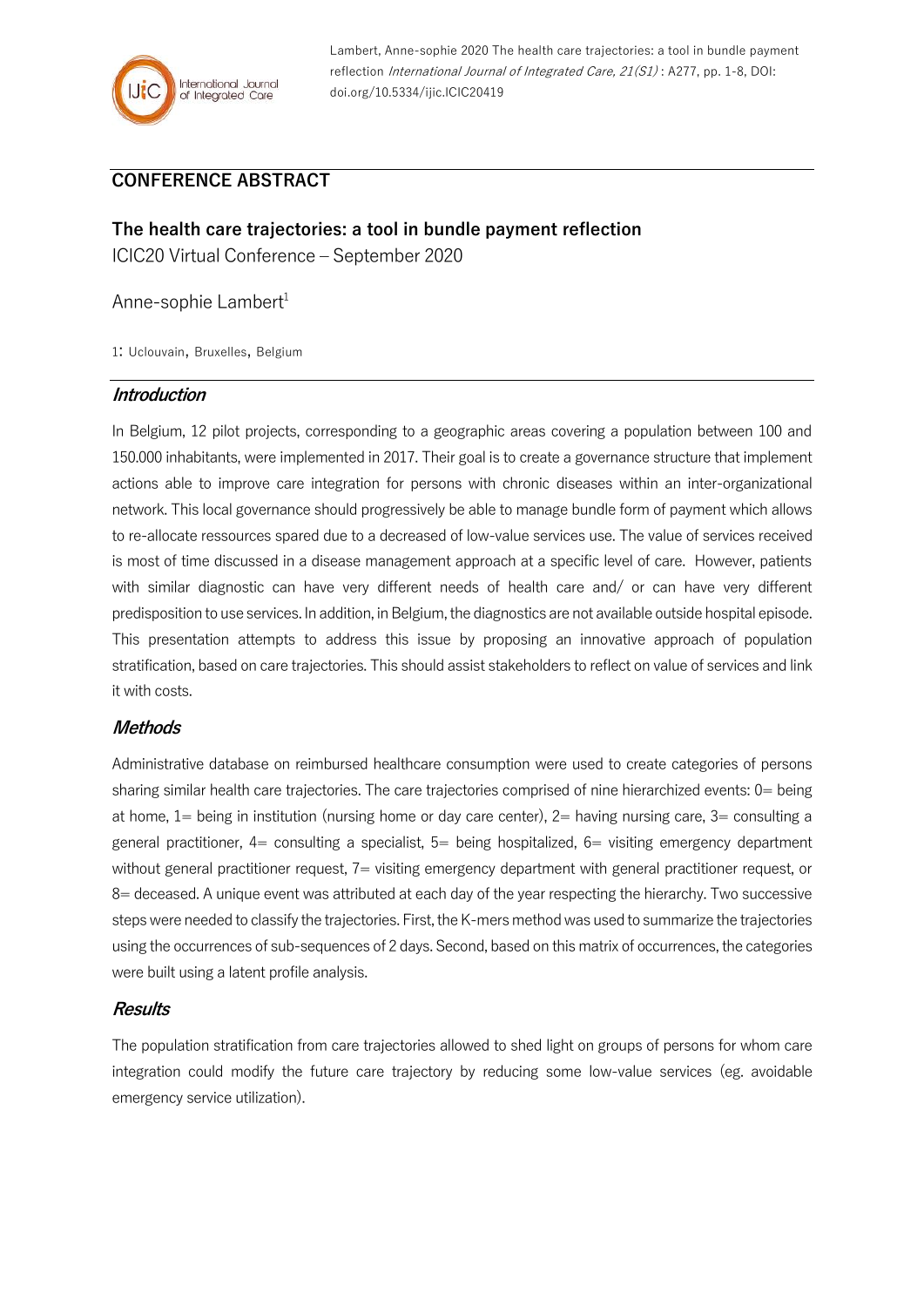Lambert, Anne-sophie 2020 The health care trajectories: a tool in bundle payment reflection *International Journal of Integrated Care, 21(S1)* : A277, pp. 1-8, DOI: doi.org/10.5334/ijic.ICIC20419

## CONFERENCE ABSTRACT

## The health care trajectories: a tool in bundle payment reflection

ICIC20 Virtual Conference – September 2020

Anne-sophie Lambert[1]

1: Uclouvain, Bruxelles, Belgium

### *Introduction*

In Belgium, 12 pilot projects, corresponding to a geographic areas covering a population between 100 and 150.000 inhabitants, were implemented in 2017. Their goal is to create a governance structure that implement actions able to improve care integration for persons with chronic diseases within an inter-organizational network. This local governance should progressively be able to manage bundle form of payment which allows to re-allocate ressources spared due to a decreased of low-value services use. The value of services received is most of time discussed in a disease management approach at a specific level of care. However, patients with similar diagnostic can have very different needs of health care and/ or can have very different predisposition to use services. In addition, in Belgium, the diagnostics are not available outside hospital episode. This presentation attempts to address this issue by proposing an innovative approach of population stratification, based on care trajectories. This should assist stakeholders to reflect on value of services and link it with costs.

### *Methods*

Administrative database on reimbursed healthcare consumption were used to create categories of persons sharing similar health care trajectories. The care trajectories comprised of nine hierarchized events: 0= being at home, 1= being in institution (nursing home or day care center), 2= having nursing care, 3= consulting a general practitioner, 4= consulting a specialist, 5= being hospitalized, 6= visiting emergency department without general practitioner request, 7= visiting emergency department with general practitioner request, or 8= deceased. A unique event was attributed at each day of the year respecting the hierarchy. Two successive steps were needed to classify the trajectories. First, the K-mers method was used to summarize the trajectories using the occurrences of sub-sequences of 2 days. Second, based on this matrix of occurrences, the categories were built using a latent profile analysis.

### *Results*

The population stratification from care trajectories allowed to shed light on groups of persons for whom care integration could modify the future care trajectory by reducing some low-value services (eg. avoidable emergency service utilization).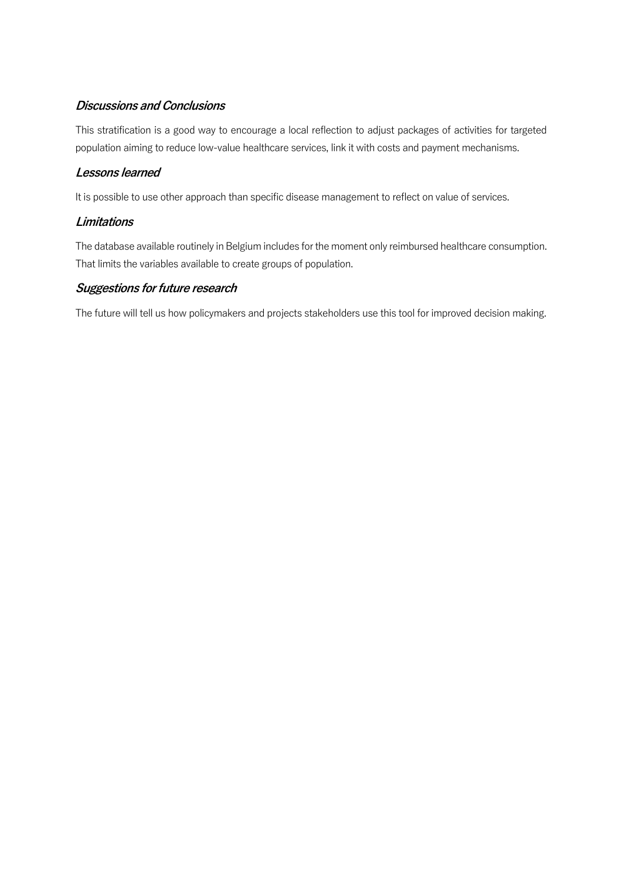### *Discussions and Conclusions*

This stratification is a good way to encourage a local reflection to adjust packages of activities for targeted population aiming to reduce low-value healthcare services, link it with costs and payment mechanisms.

### *Lessons learned*

It is possible to use other approach than specific disease management to reflect on value of services.

### *Limitations*

The database available routinely in Belgium includes for the moment only reimbursed healthcare consumption. That limits the variables available to create groups of population.

### *Suggestions for future research*

The future will tell us how policymakers and projects stakeholders use this tool for improved decision making.